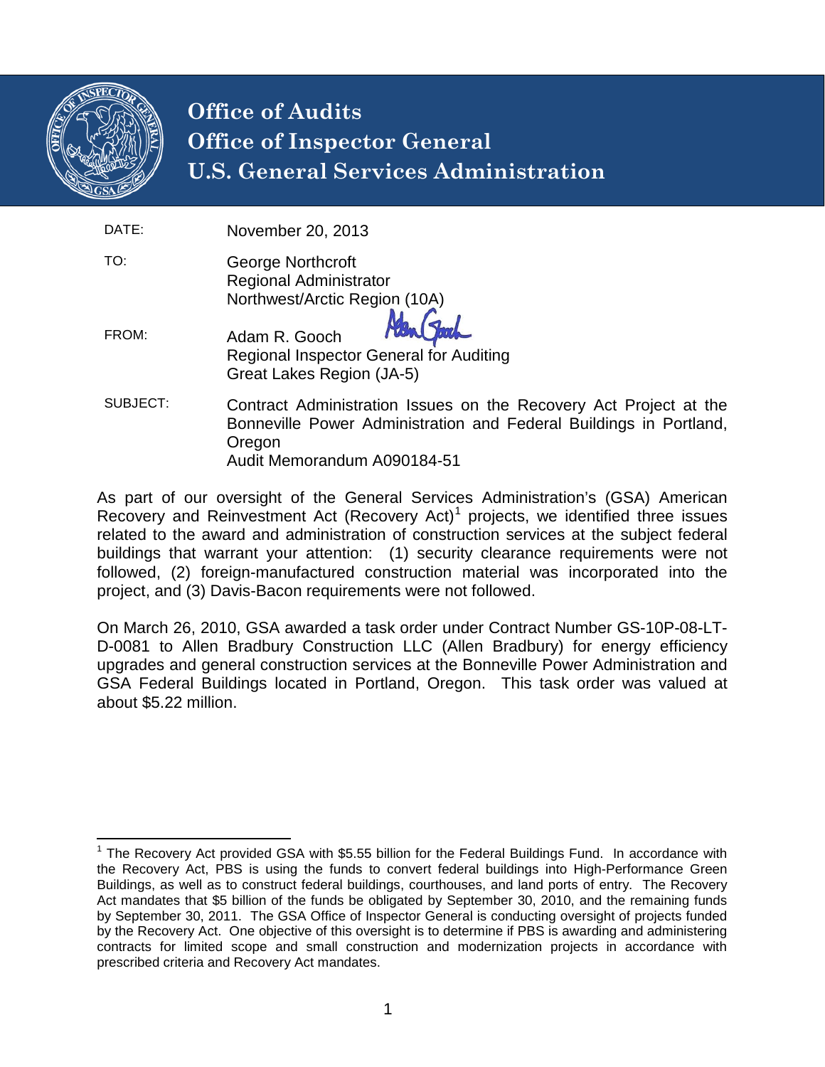# Office of Audits
# Office of Inspector General
# U.S. General Services Administration

DATE: November 20, 2013

TO: George Northcroft
Regional Administrator
Northwest/Arctic Region (10A)

FROM: Adam R. Gooch
Regional Inspector General for Auditing
Great Lakes Region (JA-5)

SUBJECT: Contract Administration Issues on the Recovery Act Project at the Bonneville Power Administration and Federal Buildings in Portland, Oregon
Audit Memorandum A090184-51

As part of our oversight of the General Services Administration's (GSA) American Recovery and Reinvestment Act (Recovery Act)[1] projects, we identified three issues related to the award and administration of construction services at the subject federal buildings that warrant your attention: (1) security clearance requirements were not followed, (2) foreign-manufactured construction material was incorporated into the project, and (3) Davis-Bacon requirements were not followed.

On March 26, 2010, GSA awarded a task order under Contract Number GS-10P-08-LT-D-0081 to Allen Bradbury Construction LLC (Allen Bradbury) for energy efficiency upgrades and general construction services at the Bonneville Power Administration and GSA Federal Buildings located in Portland, Oregon. This task order was valued at about $5.22 million.

---

[1] The Recovery Act provided GSA with $5.55 billion for the Federal Buildings Fund. In accordance with the Recovery Act, PBS is using the funds to convert federal buildings into High-Performance Green Buildings, as well as to construct federal buildings, courthouses, and land ports of entry. The Recovery Act mandates that $5 billion of the funds be obligated by September 30, 2010, and the remaining funds by September 30, 2011. The GSA Office of Inspector General is conducting oversight of projects funded by the Recovery Act. One objective of this oversight is to determine if PBS is awarding and administering contracts for limited scope and small construction and modernization projects in accordance with prescribed criteria and Recovery Act mandates.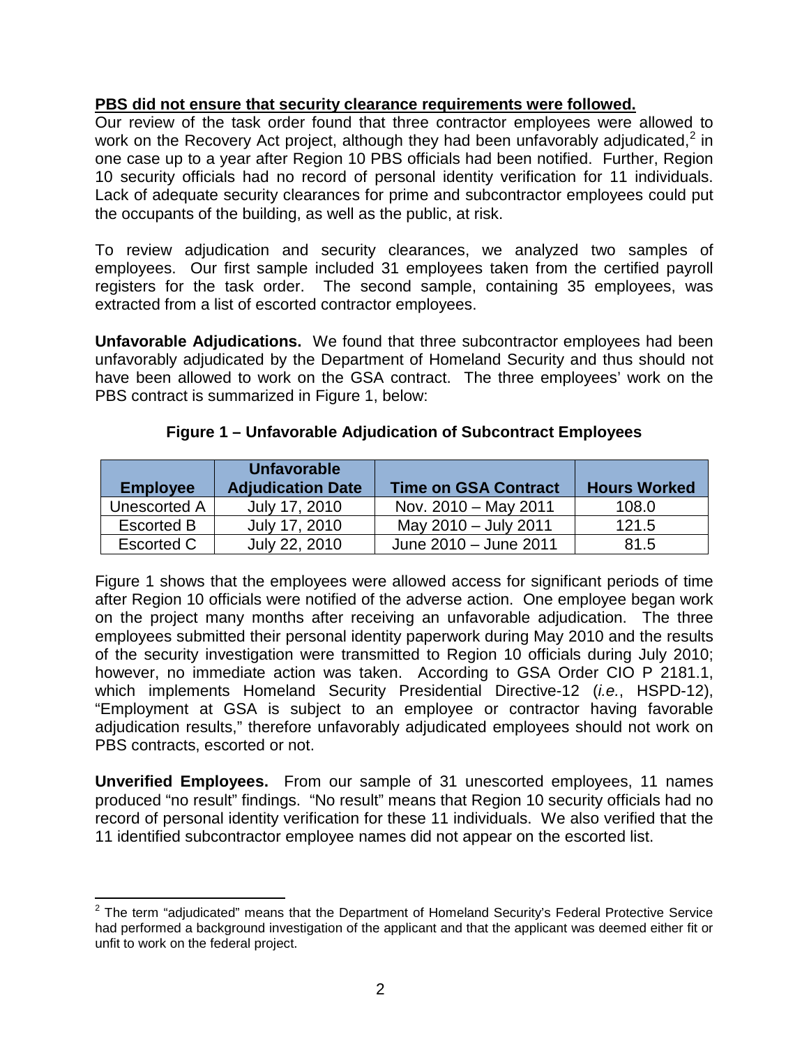**PBS did not ensure that security clearance requirements were followed.**

Our review of the task order found that three contractor employees were allowed to work on the Recovery Act project, although they had been unfavorably adjudicated,[2] in one case up to a year after Region 10 PBS officials had been notified. Further, Region 10 security officials had no record of personal identity verification for 11 individuals. Lack of adequate security clearances for prime and subcontractor employees could put the occupants of the building, as well as the public, at risk.

To review adjudication and security clearances, we analyzed two samples of employees. Our first sample included 31 employees taken from the certified payroll registers for the task order. The second sample, containing 35 employees, was extracted from a list of escorted contractor employees.

**Unfavorable Adjudications.** We found that three subcontractor employees had been unfavorably adjudicated by the Department of Homeland Security and thus should not have been allowed to work on the GSA contract. The three employees' work on the PBS contract is summarized in Figure 1, below:

**Figure 1 – Unfavorable Adjudication of Subcontract Employees**

| Employee | Unfavorable Adjudication Date | Time on GSA Contract | Hours Worked |
|---|---|---|---|
| Unescorted A | July 17, 2010 | Nov. 2010 – May 2011 | 108.0 |
| Escorted B | July 17, 2010 | May 2010 – July 2011 | 121.5 |
| Escorted C | July 22, 2010 | June 2010 – June 2011 | 81.5 |

Figure 1 shows that the employees were allowed access for significant periods of time after Region 10 officials were notified of the adverse action. One employee began work on the project many months after receiving an unfavorable adjudication. The three employees submitted their personal identity paperwork during May 2010 and the results of the security investigation were transmitted to Region 10 officials during July 2010; however, no immediate action was taken. According to GSA Order CIO P 2181.1, which implements Homeland Security Presidential Directive-12 (*i.e.*, HSPD-12), "Employment at GSA is subject to an employee or contractor having favorable adjudication results," therefore unfavorably adjudicated employees should not work on PBS contracts, escorted or not.

**Unverified Employees.** From our sample of 31 unescorted employees, 11 names produced "no result" findings. "No result" means that Region 10 security officials had no record of personal identity verification for these 11 individuals. We also verified that the 11 identified subcontractor employee names did not appear on the escorted list.

---

[2] The term "adjudicated" means that the Department of Homeland Security's Federal Protective Service had performed a background investigation of the applicant and that the applicant was deemed either fit or unfit to work on the federal project.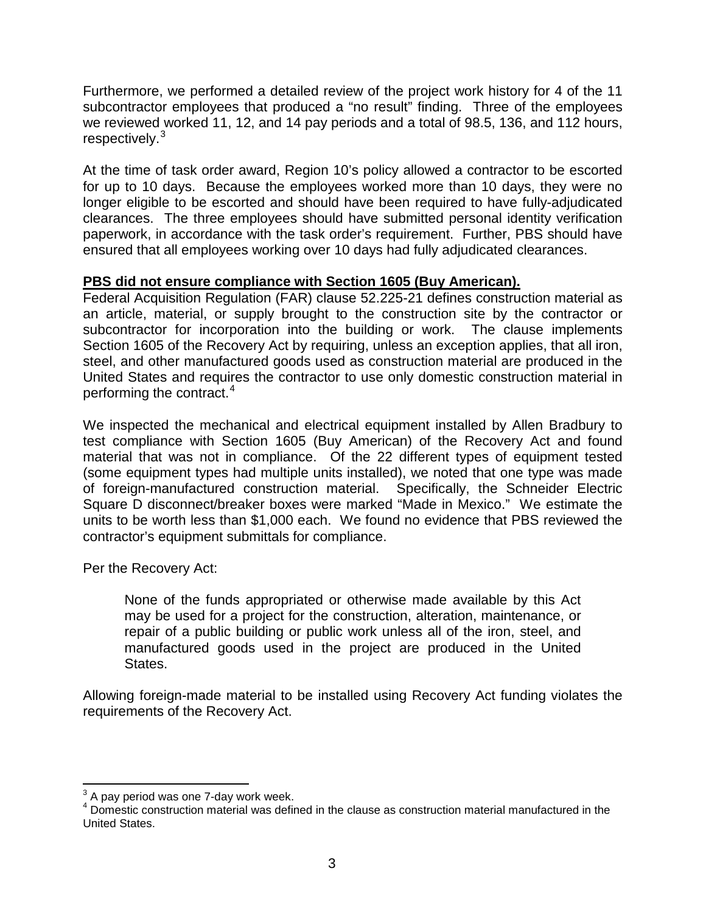Furthermore, we performed a detailed review of the project work history for 4 of the 11 subcontractor employees that produced a "no result" finding. Three of the employees we reviewed worked 11, 12, and 14 pay periods and a total of 98.5, 136, and 112 hours, respectively.[3]

At the time of task order award, Region 10's policy allowed a contractor to be escorted for up to 10 days. Because the employees worked more than 10 days, they were no longer eligible to be escorted and should have been required to have fully-adjudicated clearances. The three employees should have submitted personal identity verification paperwork, in accordance with the task order's requirement. Further, PBS should have ensured that all employees working over 10 days had fully adjudicated clearances.

**PBS did not ensure compliance with Section 1605 (Buy American).**

Federal Acquisition Regulation (FAR) clause 52.225-21 defines construction material as an article, material, or supply brought to the construction site by the contractor or subcontractor for incorporation into the building or work. The clause implements Section 1605 of the Recovery Act by requiring, unless an exception applies, that all iron, steel, and other manufactured goods used as construction material are produced in the United States and requires the contractor to use only domestic construction material in performing the contract.[4]

We inspected the mechanical and electrical equipment installed by Allen Bradbury to test compliance with Section 1605 (Buy American) of the Recovery Act and found material that was not in compliance. Of the 22 different types of equipment tested (some equipment types had multiple units installed), we noted that one type was made of foreign-manufactured construction material. Specifically, the Schneider Electric Square D disconnect/breaker boxes were marked "Made in Mexico." We estimate the units to be worth less than $1,000 each. We found no evidence that PBS reviewed the contractor's equipment submittals for compliance.

Per the Recovery Act:

> None of the funds appropriated or otherwise made available by this Act may be used for a project for the construction, alteration, maintenance, or repair of a public building or public work unless all of the iron, steel, and manufactured goods used in the project are produced in the United States.

Allowing foreign-made material to be installed using Recovery Act funding violates the requirements of the Recovery Act.

---

[3] A pay period was one 7-day work week.

[4] Domestic construction material was defined in the clause as construction material manufactured in the United States.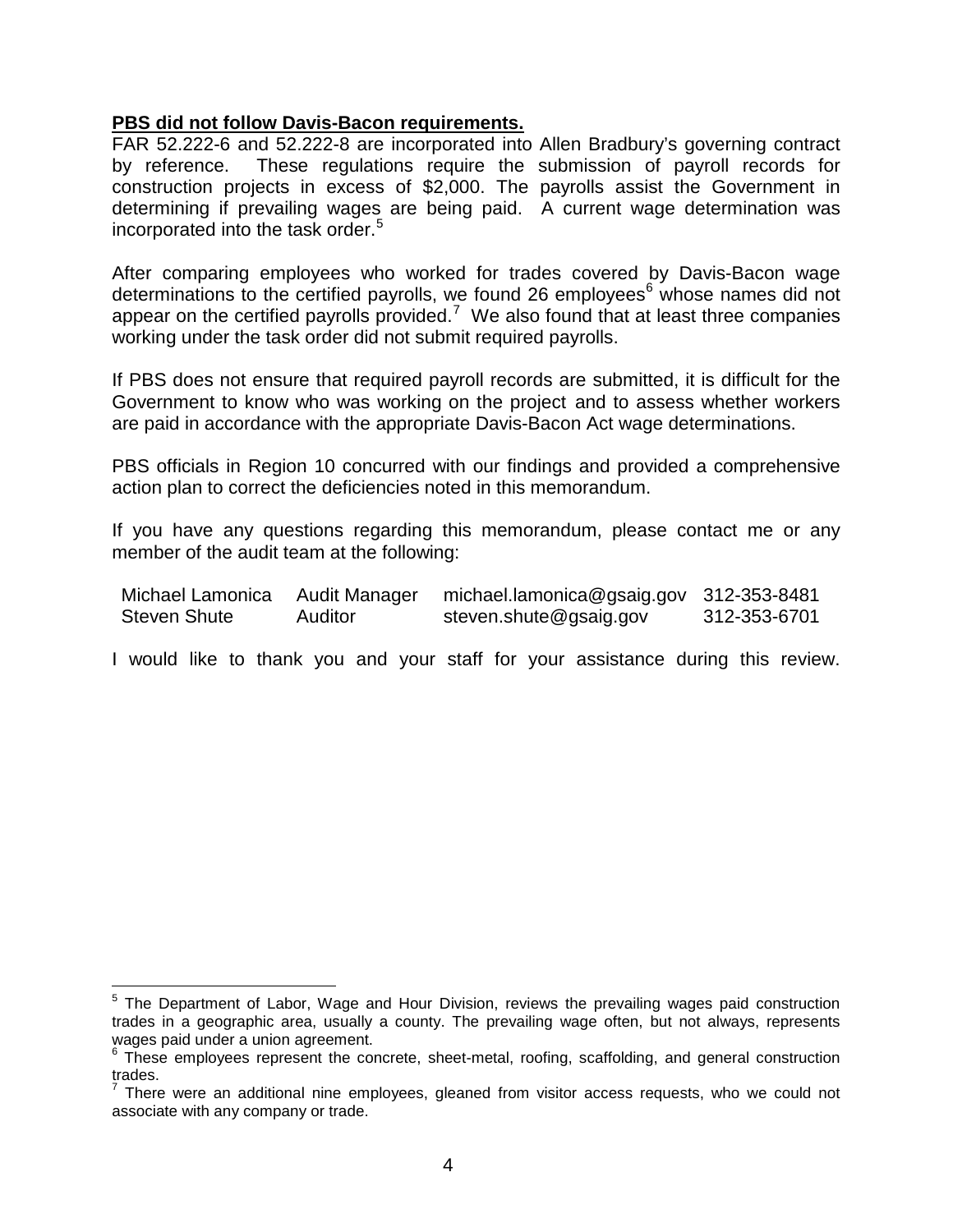**PBS did not follow Davis-Bacon requirements.**

FAR 52.222-6 and 52.222-8 are incorporated into Allen Bradbury's governing contract by reference. These regulations require the submission of payroll records for construction projects in excess of $2,000. The payrolls assist the Government in determining if prevailing wages are being paid. A current wage determination was incorporated into the task order.[5]

After comparing employees who worked for trades covered by Davis-Bacon wage determinations to the certified payrolls, we found 26 employees[6] whose names did not appear on the certified payrolls provided.[7] We also found that at least three companies working under the task order did not submit required payrolls.

If PBS does not ensure that required payroll records are submitted, it is difficult for the Government to know who was working on the project and to assess whether workers are paid in accordance with the appropriate Davis-Bacon Act wage determinations.

PBS officials in Region 10 concurred with our findings and provided a comprehensive action plan to correct the deficiencies noted in this memorandum.

If you have any questions regarding this memorandum, please contact me or any member of the audit team at the following:

| | | | |
|---|---|---|---|
| Michael Lamonica | Audit Manager | michael.lamonica@gsaig.gov | 312-353-8481 |
| Steven Shute | Auditor | steven.shute@gsaig.gov | 312-353-6701 |

I would like to thank you and your staff for your assistance during this review.

---

[5] The Department of Labor, Wage and Hour Division, reviews the prevailing wages paid construction trades in a geographic area, usually a county. The prevailing wage often, but not always, represents wages paid under a union agreement.

[6] These employees represent the concrete, sheet-metal, roofing, scaffolding, and general construction trades.

[7] There were an additional nine employees, gleaned from visitor access requests, who we could not associate with any company or trade.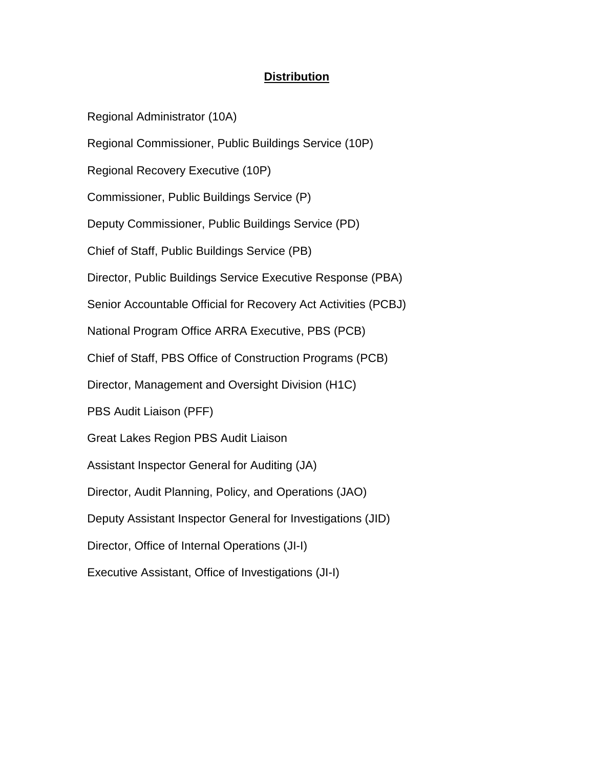## Distribution

Regional Administrator (10A)

Regional Commissioner, Public Buildings Service (10P)

Regional Recovery Executive (10P)

Commissioner, Public Buildings Service (P)

Deputy Commissioner, Public Buildings Service (PD)

Chief of Staff, Public Buildings Service (PB)

Director, Public Buildings Service Executive Response (PBA)

Senior Accountable Official for Recovery Act Activities (PCBJ)

National Program Office ARRA Executive, PBS (PCB)

Chief of Staff, PBS Office of Construction Programs (PCB)

Director, Management and Oversight Division (H1C)

PBS Audit Liaison (PFF)

Great Lakes Region PBS Audit Liaison

Assistant Inspector General for Auditing (JA)

Director, Audit Planning, Policy, and Operations (JAO)

Deputy Assistant Inspector General for Investigations (JID)

Director, Office of Internal Operations (JI-I)

Executive Assistant, Office of Investigations (JI-I)